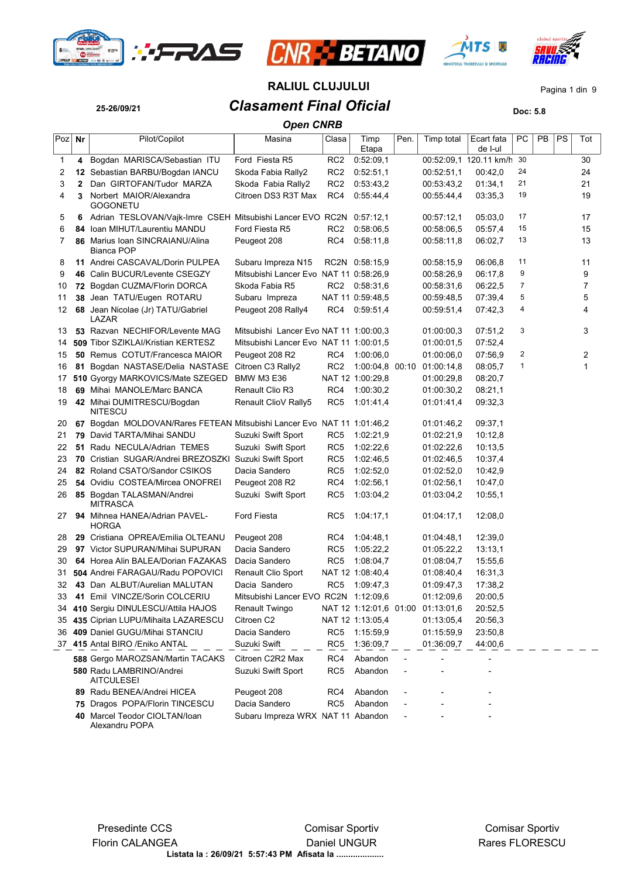# RALIUL CLUJULUI

25-26/09/21

## *Clasament Final Oficial*

**Doc: 5.8**

### *Open CNRB*

| Poz | Nr | Pilot/Copilot | Masina | Clasa | Timp Etapa | Pen. | Timp total | Ecart fata de l-ul | PC | PB | PS | Tot |
|---|---|---|---|---|---|---|---|---|---|---|---|---|
| 1 | **4** | Bogdan MARISCA/Sebastian ITU | Ford Fiesta R5 | RC2 | 0:52:09,1 | | 00:52:09,1 | 120.11 km/h | 30 | | | 30 |
| 2 | **12** | Sebastian BARBU/Bogdan IANCU | Skoda Fabia Rally2 | RC2 | 0:52:51,1 | | 00:52:51,1 | 00:42,0 | 24 | | | 24 |
| 3 | **2** | Dan GIRTOFAN/Tudor MARZA | Skoda Fabia Rally2 | RC2 | 0:53:43,2 | | 00:53:43,2 | 01:34,1 | 21 | | | 21 |
| 4 | **3** | Norbert MAIOR/Alexandra GOGONETU | Citroen DS3 R3T Max | RC4 | 0:55:44,4 | | 00:55:44,4 | 03:35,3 | 19 | | | 19 |
| 5 | **6** | Adrian TESLOVAN/Vajk-Imre CSEH | Mitsubishi Lancer EVO | RC2N | 0:57:12,1 | | 00:57:12,1 | 05:03,0 | 17 | | | 17 |
| 6 | **84** | Ioan MIHUT/Laurentiu MANDU | Ford Fiesta R5 | RC2 | 0:58:06,5 | | 00:58:06,5 | 05:57,4 | 15 | | | 15 |
| 7 | **86** | Marius Ioan SINCRAIANU/Alina Bianca POP | Peugeot 208 | RC4 | 0:58:11,8 | | 00:58:11,8 | 06:02,7 | 13 | | | 13 |
| 8 | **11** | Andrei CASCAVAL/Dorin PULPEA | Subaru Impreza N15 | RC2N | 0:58:15,9 | | 00:58:15,9 | 06:06,8 | 11 | | | 11 |
| 9 | **46** | Calin BUCUR/Levente CSEGZY | Mitsubishi Lancer Evo | NAT 11 | 0:58:26,9 | | 00:58:26,9 | 06:17,8 | 9 | | | 9 |
| 10 | **72** | Bogdan CUZMA/Florin DORCA | Skoda Fabia R5 | RC2 | 0:58:31,6 | | 00:58:31,6 | 06:22,5 | 7 | | | 7 |
| 11 | **38** | Jean TATU/Eugen ROTARU | Subaru Impreza | NAT 11 | 0:59:48,5 | | 00:59:48,5 | 07:39,4 | 5 | | | 5 |
| 12 | **68** | Jean Nicolae (Jr) TATU/Gabriel LAZAR | Peugeot 208 Rally4 | RC4 | 0:59:51,4 | | 00:59:51,4 | 07:42,3 | 4 | | | 4 |
| 13 | **53** | Razvan NECHIFOR/Levente MAG | Mitsubishi Lancer Evo | NAT 11 | 1:00:00,3 | | 01:00:00,3 | 07:51,2 | 3 | | | 3 |
| 14 | **509** | Tibor SZIKLAI/Kristian KERTESZ | Mitsubishi Lancer Evo | NAT 11 | 1:00:01,5 | | 01:00:01,5 | 07:52,4 | | | | |
| 15 | **50** | Remus COTUT/Francesca MAIOR | Peugeot 208 R2 | RC4 | 1:00:06,0 | | 01:00:06,0 | 07:56,9 | 2 | | | 2 |
| 16 | **81** | Bogdan NASTASE/Delia NASTASE | Citroen C3 Rally2 | RC2 | 1:00:04,8 | 00:10 | 01:00:14,8 | 08:05,7 | 1 | | | 1 |
| 17 | **510** | Gyorgy MARKOVICS/Mate SZEGED | BMW M3 E36 | NAT 12 | 1:00:29,8 | | 01:00:29,8 | 08:20,7 | | | | |
| 18 | **69** | Mihai MANOLE/Marc BANCA | Renault Clio R3 | RC4 | 1:00:30,2 | | 01:00:30,2 | 08:21,1 | | | | |
| 19 | **42** | Mihai DUMITRESCU/Bogdan NITESCU | Renault ClioV Rally5 | RC5 | 1:01:41,4 | | 01:01:41,4 | 09:32,3 | | | | |
| 20 | **67** | Bogdan MOLDOVAN/Rares FETEAN | Mitsubishi Lancer Evo | NAT 11 | 1:01:46,2 | | 01:01:46,2 | 09:37,1 | | | | |
| 21 | **79** | David TARTA/Mihai SANDU | Suzuki Swift Sport | RC5 | 1:02:21,9 | | 01:02:21,9 | 10:12,8 | | | | |
| 22 | **51** | Radu NECULA/Adrian TEMES | Suzuki Swift Sport | RC5 | 1:02:22,6 | | 01:02:22,6 | 10:13,5 | | | | |
| 23 | **70** | Cristian SUGAR/Andrei BREZOSZKI | Suzuki Swift Sport | RC5 | 1:02:46,5 | | 01:02:46,5 | 10:37,4 | | | | |
| 24 | **82** | Roland CSATO/Sandor CSIKOS | Dacia Sandero | RC5 | 1:02:52,0 | | 01:02:52,0 | 10:42,9 | | | | |
| 25 | **54** | Ovidiu COSTEA/Mircea ONOFREI | Peugeot 208 R2 | RC4 | 1:02:56,1 | | 01:02:56,1 | 10:47,0 | | | | |
| 26 | **85** | Bogdan TALASMAN/Andrei MITRASCA | Suzuki Swift Sport | RC5 | 1:03:04,2 | | 01:03:04,2 | 10:55,1 | | | | |
| 27 | **94** | Mihnea HANEA/Adrian PAVEL-HORGA | Ford Fiesta | RC5 | 1:04:17,1 | | 01:04:17,1 | 12:08,0 | | | | |
| 28 | **29** | Cristiana OPREA/Emilia OLTEANU | Peugeot 208 | RC4 | 1:04:48,1 | | 01:04:48,1 | 12:39,0 | | | | |
| 29 | **97** | Victor SUPURAN/Mihai SUPURAN | Dacia Sandero | RC5 | 1:05:22,2 | | 01:05:22,2 | 13:13,1 | | | | |
| 30 | **64** | Horea Alin BALEA/Dorian FAZAKAS | Dacia Sandero | RC5 | 1:08:04,7 | | 01:08:04,7 | 15:55,6 | | | | |
| 31 | **504** | Andrei FARAGAU/Radu POPOVICI | Renault Clio Sport | NAT 12 | 1:08:40,4 | | 01:08:40,4 | 16:31,3 | | | | |
| 32 | **43** | Dan ALBUT/Aurelian MALUTAN | Dacia Sandero | RC5 | 1:09:47,3 | | 01:09:47,3 | 17:38,2 | | | | |
| 33 | **41** | Emil VINCZE/Sorin COLCERIU | Mitsubishi Lancer EVO | RC2N | 1:12:09,6 | | 01:12:09,6 | 20:00,5 | | | | |
| 34 | **410** | Sergiu DINULESCU/Attila HAJOS | Renault Twingo | NAT 12 | 1:12:01,6 | 01:00 | 01:13:01,6 | 20:52,5 | | | | |
| 35 | **435** | Ciprian LUPU/Mihaita LAZARESCU | Citroen C2 | NAT 12 | 1:13:05,4 | | 01:13:05,4 | 20:56,3 | | | | |
| 36 | **409** | Daniel GUGU/Mihai STANCIU | Dacia Sandero | RC5 | 1:15:59,9 | | 01:15:59,9 | 23:50,8 | | | | |
| 37 | **415** | Antal BIRO /Eniko ANTAL | Suzuki Swift | RC5 | 1:36:09,7 | | 01:36:09,7 | 44:00,6 | | | | |
| | **588** | Gergo MAROZSAN/Martin TACAKS | Citroen C2R2 Max | RC4 | Abandon | - | - | - | | | | |
| | **580** | Radu LAMBRINO/Andrei AITCULESEI | Suzuki Swift Sport | RC5 | Abandon | - | - | - | | | | |
| | **89** | Radu BENEA/Andrei HICEA | Peugeot 208 | RC4 | Abandon | - | - | - | | | | |
| | **75** | Dragos POPA/Florin TINCESCU | Dacia Sandero | RC5 | Abandon | - | - | - | | | | |
| | **40** | Marcel Teodor CIOLTAN/Ioan Alexandru POPA | Subaru Impreza WRX | NAT 11 | Abandon | - | - | - | | | | |

Presedinte CCS
Florin CALANGEA

Comisar Sportiv
Daniel UNGUR

Comisar Sportiv
Rares FLORESCU

**Listata la : 26/09/21 5:57:43 PM Afisata la ....................**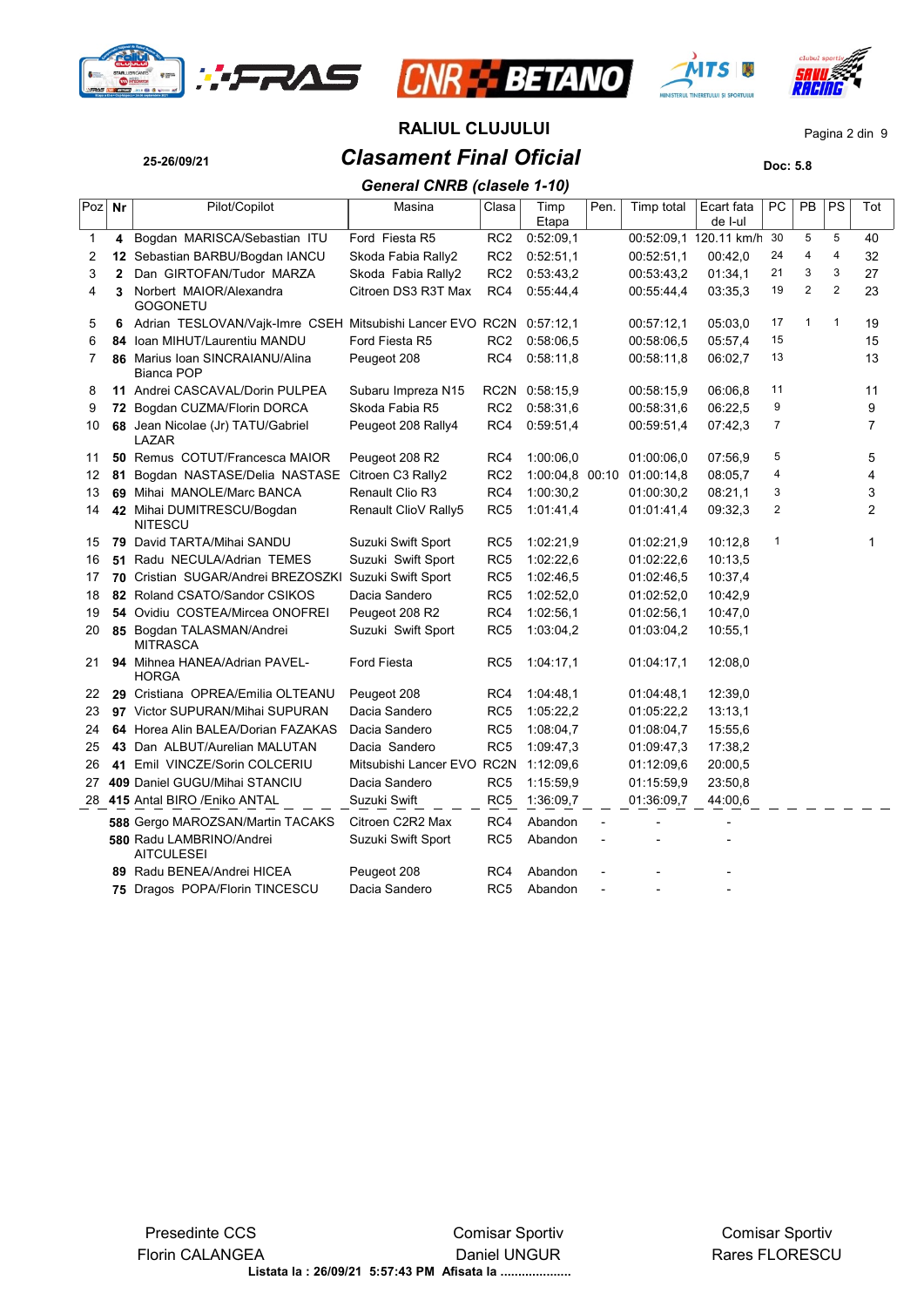# RALIUL CLUJULUI

25-26/09/21

## *Clasament Final Oficial*

Doc: 5.8

### *General CNRB (clasele 1-10)*

| Poz | Nr | Pilot/Copilot | Masina | Clasa | Timp Etapa | Pen. | Timp total | Ecart fata de l-ul | PC | PB | PS | Tot |
|---|---|---|---|---|---|---|---|---|---|---|---|---|
| 1 | **4** | Bogdan MARISCA/Sebastian ITU | Ford Fiesta R5 | RC2 | 0:52:09,1 | | 00:52:09,1 | 120.11 km/h | 30 | 5 | 5 | 40 |
| 2 | **12** | Sebastian BARBU/Bogdan IANCU | Skoda Fabia Rally2 | RC2 | 0:52:51,1 | | 00:52:51,1 | 00:42,0 | 24 | 4 | 4 | 32 |
| 3 | **2** | Dan GIRTOFAN/Tudor MARZA | Skoda Fabia Rally2 | RC2 | 0:53:43,2 | | 00:53:43,2 | 01:34,1 | 21 | 3 | 3 | 27 |
| 4 | **3** | Norbert MAIOR/Alexandra GOGONETU | Citroen DS3 R3T Max | RC4 | 0:55:44,4 | | 00:55:44,4 | 03:35,3 | 19 | 2 | 2 | 23 |
| 5 | **6** | Adrian TESLOVAN/Vajk-Imre CSEH | Mitsubishi Lancer EVO | RC2N | 0:57:12,1 | | 00:57:12,1 | 05:03,0 | 17 | 1 | 1 | 19 |
| 6 | **84** | Ioan MIHUT/Laurentiu MANDU | Ford Fiesta R5 | RC2 | 0:58:06,5 | | 00:58:06,5 | 05:57,4 | 15 | | | 15 |
| 7 | **86** | Marius Ioan SINCRAIANU/Alina Bianca POP | Peugeot 208 | RC4 | 0:58:11,8 | | 00:58:11,8 | 06:02,7 | 13 | | | 13 |
| 8 | **11** | Andrei CASCAVAL/Dorin PULPEA | Subaru Impreza N15 | RC2N | 0:58:15,9 | | 00:58:15,9 | 06:06,8 | 11 | | | 11 |
| 9 | **72** | Bogdan CUZMA/Florin DORCA | Skoda Fabia R5 | RC2 | 0:58:31,6 | | 00:58:31,6 | 06:22,5 | 9 | | | 9 |
| 10 | **68** | Jean Nicolae (Jr) TATU/Gabriel LAZAR | Peugeot 208 Rally4 | RC4 | 0:59:51,4 | | 00:59:51,4 | 07:42,3 | 7 | | | 7 |
| 11 | **50** | Remus COTUT/Francesca MAIOR | Peugeot 208 R2 | RC4 | 1:00:06,0 | | 01:00:06,0 | 07:56,9 | 5 | | | 5 |
| 12 | **81** | Bogdan NASTASE/Delia NASTASE | Citroen C3 Rally2 | RC2 | 1:00:04,8 | 00:10 | 01:00:14,8 | 08:05,7 | 4 | | | 4 |
| 13 | **69** | Mihai MANOLE/Marc BANCA | Renault Clio R3 | RC4 | 1:00:30,2 | | 01:00:30,2 | 08:21,1 | 3 | | | 3 |
| 14 | **42** | Mihai DUMITRESCU/Bogdan NITESCU | Renault ClioV Rally5 | RC5 | 1:01:41,4 | | 01:01:41,4 | 09:32,3 | 2 | | | 2 |
| 15 | **79** | David TARTA/Mihai SANDU | Suzuki Swift Sport | RC5 | 1:02:21,9 | | 01:02:21,9 | 10:12,8 | 1 | | | 1 |
| 16 | **51** | Radu NECULA/Adrian TEMES | Suzuki Swift Sport | RC5 | 1:02:22,6 | | 01:02:22,6 | 10:13,5 | | | | |
| 17 | **70** | Cristian SUGAR/Andrei BREZOSZKI | Suzuki Swift Sport | RC5 | 1:02:46,5 | | 01:02:46,5 | 10:37,4 | | | | |
| 18 | **82** | Roland CSATO/Sandor CSIKOS | Dacia Sandero | RC5 | 1:02:52,0 | | 01:02:52,0 | 10:42,9 | | | | |
| 19 | **54** | Ovidiu COSTEA/Mircea ONOFREI | Peugeot 208 R2 | RC4 | 1:02:56,1 | | 01:02:56,1 | 10:47,0 | | | | |
| 20 | **85** | Bogdan TALASMAN/Andrei MITRASCA | Suzuki Swift Sport | RC5 | 1:03:04,2 | | 01:03:04,2 | 10:55,1 | | | | |
| 21 | **94** | Mihnea HANEA/Adrian PAVEL-HORGA | Ford Fiesta | RC5 | 1:04:17,1 | | 01:04:17,1 | 12:08,0 | | | | |
| 22 | **29** | Cristiana OPREA/Emilia OLTEANU | Peugeot 208 | RC4 | 1:04:48,1 | | 01:04:48,1 | 12:39,0 | | | | |
| 23 | **97** | Victor SUPURAN/Mihai SUPURAN | Dacia Sandero | RC5 | 1:05:22,2 | | 01:05:22,2 | 13:13,1 | | | | |
| 24 | **64** | Horea Alin BALEA/Dorian FAZAKAS | Dacia Sandero | RC5 | 1:08:04,7 | | 01:08:04,7 | 15:55,6 | | | | |
| 25 | **43** | Dan ALBUT/Aurelian MALUTAN | Dacia Sandero | RC5 | 1:09:47,3 | | 01:09:47,3 | 17:38,2 | | | | |
| 26 | **41** | Emil VINCZE/Sorin COLCERIU | Mitsubishi Lancer EVO | RC2N | 1:12:09,6 | | 01:12:09,6 | 20:00,5 | | | | |
| 27 | **409** | Daniel GUGU/Mihai STANCIU | Dacia Sandero | RC5 | 1:15:59,9 | | 01:15:59,9 | 23:50,8 | | | | |
| 28 | **415** | Antal BIRO /Eniko ANTAL | Suzuki Swift | RC5 | 1:36:09,7 | | 01:36:09,7 | 44:00,6 | | | | |
| | **588** | Gergo MAROZSAN/Martin TACAKS | Citroen C2R2 Max | RC4 | Abandon | - | - | - | | | | |
| | **580** | Radu LAMBRINO/Andrei AITCULESEI | Suzuki Swift Sport | RC5 | Abandon | - | - | - | | | | |
| | **89** | Radu BENEA/Andrei HICEA | Peugeot 208 | RC4 | Abandon | - | - | - | | | | |
| | **75** | Dragos POPA/Florin TINCESCU | Dacia Sandero | RC5 | Abandon | - | - | - | | | | |

| Presedinte CCS | Comisar Sportiv | Comisar Sportiv |
|---|---|---|
| Florin CALANGEA | Daniel UNGUR | Rares FLORESCU |

**Listata la : 26/09/21 5:57:43 PM Afisata la ....................**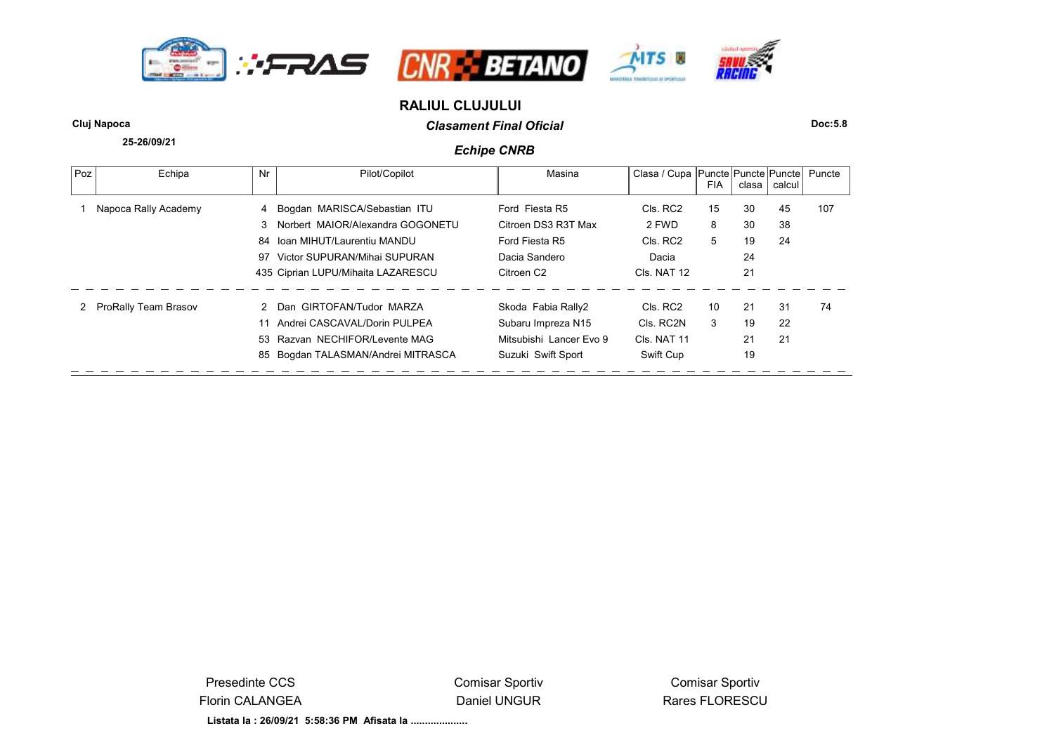# RALIUL CLUJULUI

**Cluj Napoca**

**25-26/09/21**

***Clasament Final Oficial***

**Doc:5.8**

***Echipe CNRB***

| Poz | Echipa | Nr | Pilot/Copilot | Masina | Clasa / Cupa | Puncte FIA | Puncte clasa | Puncte calcul | Puncte |
|---|---|---|---|---|---|---|---|---|---|
| 1 | Napoca Rally Academy | 4 | Bogdan MARISCA/Sebastian ITU | Ford Fiesta R5 | Cls. RC2 | 15 | 30 | 45 | 107 |
| | | 3 | Norbert MAIOR/Alexandra GOGONETU | Citroen DS3 R3T Max | 2 FWD | 8 | 30 | 38 | |
| | | 84 | Ioan MIHUT/Laurentiu MANDU | Ford Fiesta R5 | Cls. RC2 | 5 | 19 | 24 | |
| | | 97 | Victor SUPURAN/Mihai SUPURAN | Dacia Sandero | Dacia | | 24 | | |
| | | 435 | Ciprian LUPU/Mihaita LAZARESCU | Citroen C2 | Cls. NAT 12 | | 21 | | |
| 2 | ProRally Team Brasov | 2 | Dan GIRTOFAN/Tudor MARZA | Skoda Fabia Rally2 | Cls. RC2 | 10 | 21 | 31 | 74 |
| | | 11 | Andrei CASCAVAL/Dorin PULPEA | Subaru Impreza N15 | Cls. RC2N | 3 | 19 | 22 | |
| | | 53 | Razvan NECHIFOR/Levente MAG | Mitsubishi Lancer Evo 9 | Cls. NAT 11 | | 21 | 21 | |
| | | 85 | Bogdan TALASMAN/Andrei MITRASCA | Suzuki Swift Sport | Swift Cup | | 19 | | |

Presedinte CCS
Florin CALANGEA

Comisar Sportiv
Daniel UNGUR

Comisar Sportiv
Rares FLORESCU

**Listata la : 26/09/21 5:58:36 PM Afisata la ....................**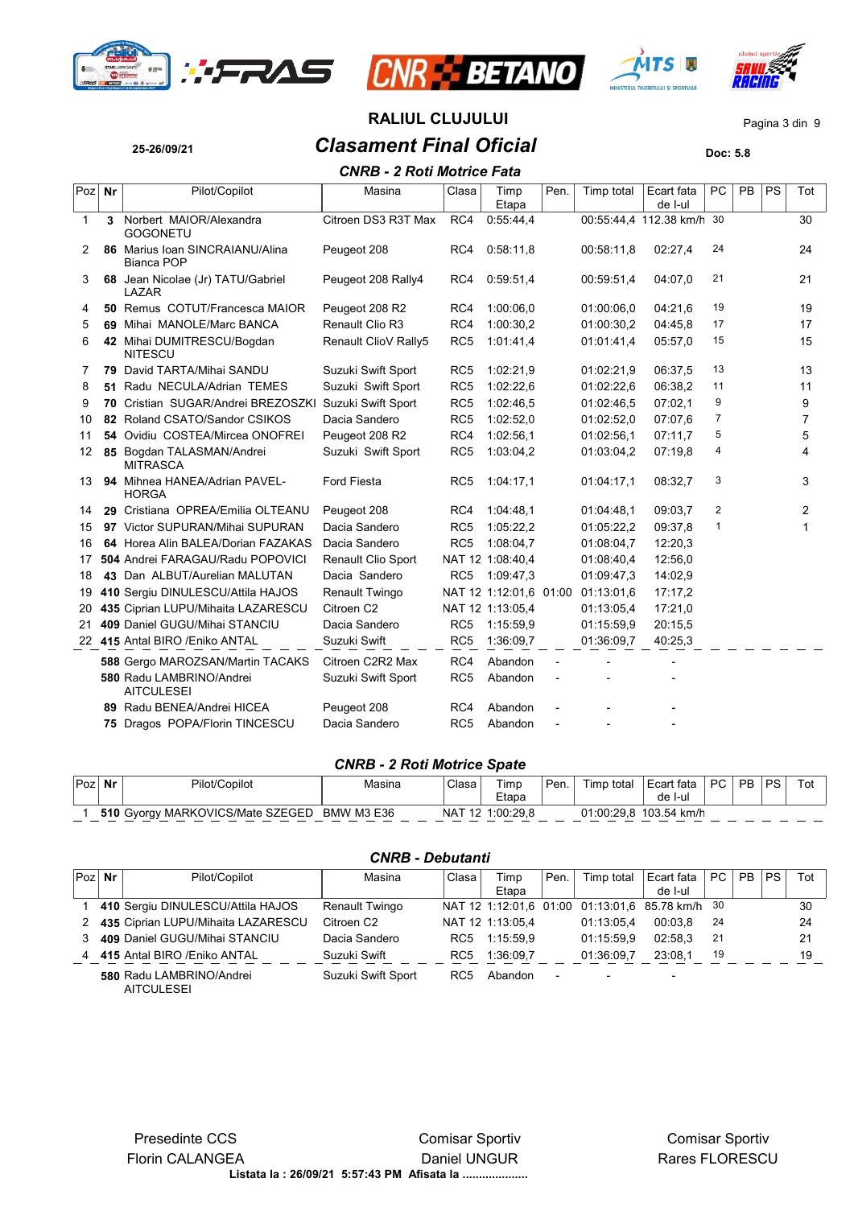# RALIUL CLUJULUI

25-26/09/21

## Clasament Final Oficial

Doc: 5.8

### CNRB - 2 Roti Motrice Fata

| Poz | Nr | Pilot/Copilot | Masina | Clasa | Timp Etapa | Pen. | Timp total | Ecart fata de l-ul | PC | PB | PS | Tot |
|---|---|---|---|---|---|---|---|---|---|---|---|---|
| 1 | **3** | Norbert MAIOR/Alexandra GOGONETU | Citroen DS3 R3T Max | RC4 | 0:55:44,4 | | 00:55:44,4 | 112.38 km/h | 30 | | | 30 |
| 2 | **86** | Marius Ioan SINCRAIANU/Alina Bianca POP | Peugeot 208 | RC4 | 0:58:11,8 | | 00:58:11,8 | 02:27,4 | 24 | | | 24 |
| 3 | **68** | Jean Nicolae (Jr) TATU/Gabriel LAZAR | Peugeot 208 Rally4 | RC4 | 0:59:51,4 | | 00:59:51,4 | 04:07,0 | 21 | | | 21 |
| 4 | **50** | Remus COTUT/Francesca MAIOR | Peugeot 208 R2 | RC4 | 1:00:06,0 | | 01:00:06,0 | 04:21,6 | 19 | | | 19 |
| 5 | **69** | Mihai MANOLE/Marc BANCA | Renault Clio R3 | RC4 | 1:00:30,2 | | 01:00:30,2 | 04:45,8 | 17 | | | 17 |
| 6 | **42** | Mihai DUMITRESCU/Bogdan NITESCU | Renault ClioV Rally5 | RC5 | 1:01:41,4 | | 01:01:41,4 | 05:57,0 | 15 | | | 15 |
| 7 | **79** | David TARTA/Mihai SANDU | Suzuki Swift Sport | RC5 | 1:02:21,9 | | 01:02:21,9 | 06:37,5 | 13 | | | 13 |
| 8 | **51** | Radu NECULA/Adrian TEMES | Suzuki Swift Sport | RC5 | 1:02:22,6 | | 01:02:22,6 | 06:38,2 | 11 | | | 11 |
| 9 | **70** | Cristian SUGAR/Andrei BREZOSZKI | Suzuki Swift Sport | RC5 | 1:02:46,5 | | 01:02:46,5 | 07:02,1 | 9 | | | 9 |
| 10 | **82** | Roland CSATO/Sandor CSIKOS | Dacia Sandero | RC5 | 1:02:52,0 | | 01:02:52,0 | 07:07,6 | 7 | | | 7 |
| 11 | **54** | Ovidiu COSTEA/Mircea ONOFREI | Peugeot 208 R2 | RC4 | 1:02:56,1 | | 01:02:56,1 | 07:11,7 | 5 | | | 5 |
| 12 | **85** | Bogdan TALASMAN/Andrei MITRASCA | Suzuki Swift Sport | RC5 | 1:03:04,2 | | 01:03:04,2 | 07:19,8 | 4 | | | 4 |
| 13 | **94** | Mihnea HANEA/Adrian PAVEL-HORGA | Ford Fiesta | RC5 | 1:04:17,1 | | 01:04:17,1 | 08:32,7 | 3 | | | 3 |
| 14 | **29** | Cristiana OPREA/Emilia OLTEANU | Peugeot 208 | RC4 | 1:04:48,1 | | 01:04:48,1 | 09:03,7 | 2 | | | 2 |
| 15 | **97** | Victor SUPURAN/Mihai SUPURAN | Dacia Sandero | RC5 | 1:05:22,2 | | 01:05:22,2 | 09:37,8 | 1 | | | 1 |
| 16 | **64** | Horea Alin BALEA/Dorian FAZAKAS | Dacia Sandero | RC5 | 1:08:04,7 | | 01:08:04,7 | 12:20,3 | | | | |
| 17 | **504** | Andrei FARAGAU/Radu POPOVICI | Renault Clio Sport | NAT 12 | 1:08:40,4 | | 01:08:40,4 | 12:56,0 | | | | |
| 18 | **43** | Dan ALBUT/Aurelian MALUTAN | Dacia Sandero | RC5 | 1:09:47,3 | | 01:09:47,3 | 14:02,9 | | | | |
| 19 | **410** | Sergiu DINULESCU/Attila HAJOS | Renault Twingo | NAT 12 | 1:12:01,6 | 01:00 | 01:13:01,6 | 17:17,2 | | | | |
| 20 | **435** | Ciprian LUPU/Mihaita LAZARESCU | Citroen C2 | NAT 12 | 1:13:05,4 | | 01:13:05,4 | 17:21,0 | | | | |
| 21 | **409** | Daniel GUGU/Mihai STANCIU | Dacia Sandero | RC5 | 1:15:59,9 | | 01:15:59,9 | 20:15,5 | | | | |
| 22 | **415** | Antal BIRO /Eniko ANTAL | Suzuki Swift | RC5 | 1:36:09,7 | | 01:36:09,7 | 40:25,3 | | | | |
| | **588** | Gergo MAROZSAN/Martin TACAKS | Citroen C2R2 Max | RC4 | Abandon | - | - | - | | | | |
| | **580** | Radu LAMBRINO/Andrei AITCULESEI | Suzuki Swift Sport | RC5 | Abandon | - | - | - | | | | |
| | **89** | Radu BENEA/Andrei HICEA | Peugeot 208 | RC4 | Abandon | - | - | - | | | | |
| | **75** | Dragos POPA/Florin TINCESCU | Dacia Sandero | RC5 | Abandon | - | - | - | | | | |

### CNRB - 2 Roti Motrice Spate

| Poz | Nr | Pilot/Copilot | Masina | Clasa | Timp Etapa | Pen. | Timp total | Ecart fata de l-ul | PC | PB | PS | Tot |
|---|---|---|---|---|---|---|---|---|---|---|---|---|
| 1 | **510** | Gyorgy MARKOVICS/Mate SZEGED | BMW M3 E36 | NAT 12 | 1:00:29,8 | | 01:00:29,8 | 103.54 km/h | | | | |

### CNRB - Debutanti

| Poz | Nr | Pilot/Copilot | Masina | Clasa | Timp Etapa | Pen. | Timp total | Ecart fata de l-ul | PC | PB | PS | Tot |
|---|---|---|---|---|---|---|---|---|---|---|---|---|
| 1 | **410** | Sergiu DINULESCU/Attila HAJOS | Renault Twingo | NAT 12 | 1:12:01,6 | 01:00 | 01:13:01,6 | 85.78 km/h | 30 | | | 30 |
| 2 | **435** | Ciprian LUPU/Mihaita LAZARESCU | Citroen C2 | NAT 12 | 1:13:05,4 | | 01:13:05,4 | 00:03,8 | 24 | | | 24 |
| 3 | **409** | Daniel GUGU/Mihai STANCIU | Dacia Sandero | RC5 | 1:15:59,9 | | 01:15:59,9 | 02:58,3 | 21 | | | 21 |
| 4 | **415** | Antal BIRO /Eniko ANTAL | Suzuki Swift | RC5 | 1:36:09,7 | | 01:36:09,7 | 23:08,1 | 19 | | | 19 |
| | **580** | Radu LAMBRINO/Andrei AITCULESEI | Suzuki Swift Sport | RC5 | Abandon | - | - | - | | | | |

Presedinte CCS
Florin CALANGEA

Comisar Sportiv
Daniel UNGUR

Comisar Sportiv
Rares FLORESCU

**Listata la : 26/09/21 5:57:43 PM Afisata la ....................**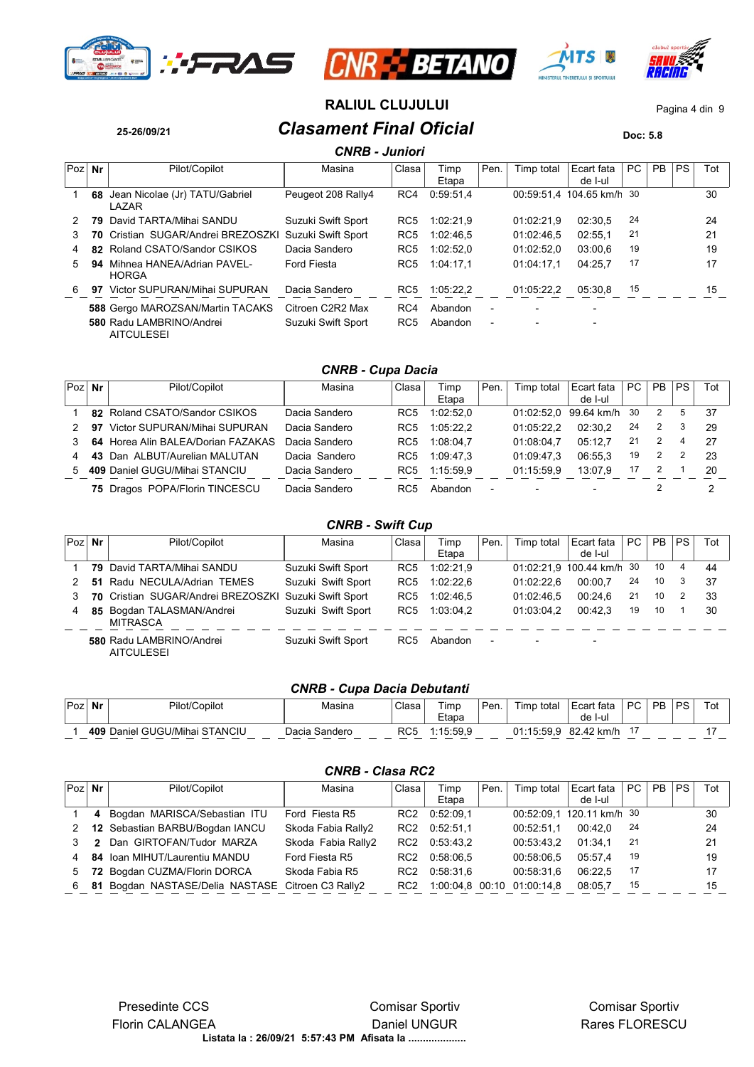# RALIUL CLUJULUI

**25-26/09/21**

## *Clasament Final Oficial*

**Doc: 5.8**

### *CNRB - Juniori*

| Poz | Nr | Pilot/Copilot | Masina | Clasa | Timp Etapa | Pen. | Timp total | Ecart fata de l-ul | PC | PB | PS | Tot |
|---|---|---|---|---|---|---|---|---|---|---|---|---|
| 1 | **68** | Jean Nicolae (Jr) TATU/Gabriel LAZAR | Peugeot 208 Rally4 | RC4 | 0:59:51,4 | | 00:59:51,4 | 104.65 km/h | 30 | | | 30 |
| 2 | **79** | David TARTA/Mihai SANDU | Suzuki Swift Sport | RC5 | 1:02:21,9 | | 01:02:21,9 | 02:30,5 | 24 | | | 24 |
| 3 | **70** | Cristian SUGAR/Andrei BREZOSZKI | Suzuki Swift Sport | RC5 | 1:02:46,5 | | 01:02:46,5 | 02:55,1 | 21 | | | 21 |
| 4 | **82** | Roland CSATO/Sandor CSIKOS | Dacia Sandero | RC5 | 1:02:52,0 | | 01:02:52,0 | 03:00,6 | 19 | | | 19 |
| 5 | **94** | Mihnea HANEA/Adrian PAVEL-HORGA | Ford Fiesta | RC5 | 1:04:17,1 | | 01:04:17,1 | 04:25,7 | 17 | | | 17 |
| 6 | **97** | Victor SUPURAN/Mihai SUPURAN | Dacia Sandero | RC5 | 1:05:22,2 | | 01:05:22,2 | 05:30,8 | 15 | | | 15 |
| | **588** | Gergo MAROZSAN/Martin TACAKS | Citroen C2R2 Max | RC4 | Abandon | - | - | - | | | | |
| | **580** | Radu LAMBRINO/Andrei AITCULESEI | Suzuki Swift Sport | RC5 | Abandon | - | - | - | | | | |

### *CNRB - Cupa Dacia*

| Poz | Nr | Pilot/Copilot | Masina | Clasa | Timp Etapa | Pen. | Timp total | Ecart fata de l-ul | PC | PB | PS | Tot |
|---|---|---|---|---|---|---|---|---|---|---|---|---|
| 1 | **82** | Roland CSATO/Sandor CSIKOS | Dacia Sandero | RC5 | 1:02:52,0 | | 01:02:52,0 | 99.64 km/h | 30 | 2 | 5 | 37 |
| 2 | **97** | Victor SUPURAN/Mihai SUPURAN | Dacia Sandero | RC5 | 1:05:22,2 | | 01:05:22,2 | 02:30,2 | 24 | 2 | 3 | 29 |
| 3 | **64** | Horea Alin BALEA/Dorian FAZAKAS | Dacia Sandero | RC5 | 1:08:04,7 | | 01:08:04,7 | 05:12,7 | 21 | 2 | 4 | 27 |
| 4 | **43** | Dan ALBUT/Aurelian MALUTAN | Dacia Sandero | RC5 | 1:09:47,3 | | 01:09:47,3 | 06:55,3 | 19 | 2 | 2 | 23 |
| 5 | **409** | Daniel GUGU/Mihai STANCIU | Dacia Sandero | RC5 | 1:15:59,9 | | 01:15:59,9 | 13:07,9 | 17 | 2 | 1 | 20 |
| | **75** | Dragos POPA/Florin TINCESCU | Dacia Sandero | RC5 | Abandon | - | - | - | | 2 | | 2 |

### *CNRB - Swift Cup*

| Poz | Nr | Pilot/Copilot | Masina | Clasa | Timp Etapa | Pen. | Timp total | Ecart fata de l-ul | PC | PB | PS | Tot |
|---|---|---|---|---|---|---|---|---|---|---|---|---|
| 1 | **79** | David TARTA/Mihai SANDU | Suzuki Swift Sport | RC5 | 1:02:21,9 | | 01:02:21,9 | 100.44 km/h | 30 | 10 | 4 | 44 |
| 2 | **51** | Radu NECULA/Adrian TEMES | Suzuki Swift Sport | RC5 | 1:02:22,6 | | 01:02:22,6 | 00:00,7 | 24 | 10 | 3 | 37 |
| 3 | **70** | Cristian SUGAR/Andrei BREZOSZKI | Suzuki Swift Sport | RC5 | 1:02:46,5 | | 01:02:46,5 | 00:24,6 | 21 | 10 | 2 | 33 |
| 4 | **85** | Bogdan TALASMAN/Andrei MITRASCA | Suzuki Swift Sport | RC5 | 1:03:04,2 | | 01:03:04,2 | 00:42,3 | 19 | 10 | 1 | 30 |
| | **580** | Radu LAMBRINO/Andrei AITCULESEI | Suzuki Swift Sport | RC5 | Abandon | - | - | - | | | | |

### *CNRB - Cupa Dacia Debutanti*

| Poz | Nr | Pilot/Copilot | Masina | Clasa | Timp Etapa | Pen. | Timp total | Ecart fata de l-ul | PC | PB | PS | Tot |
|---|---|---|---|---|---|---|---|---|---|---|---|---|
| 1 | **409** | Daniel GUGU/Mihai STANCIU | Dacia Sandero | RC5 | 1:15:59,9 | | 01:15:59,9 | 82.42 km/h | 17 | | | 17 |

### *CNRB - Clasa RC2*

| Poz | Nr | Pilot/Copilot | Masina | Clasa | Timp Etapa | Pen. | Timp total | Ecart fata de l-ul | PC | PB | PS | Tot |
|---|---|---|---|---|---|---|---|---|---|---|---|---|
| 1 | **4** | Bogdan MARISCA/Sebastian ITU | Ford Fiesta R5 | RC2 | 0:52:09,1 | | 00:52:09,1 | 120.11 km/h | 30 | | | 30 |
| 2 | **12** | Sebastian BARBU/Bogdan IANCU | Skoda Fabia Rally2 | RC2 | 0:52:51,1 | | 00:52:51,1 | 00:42,0 | 24 | | | 24 |
| 3 | **2** | Dan GIRTOFAN/Tudor MARZA | Skoda Fabia Rally2 | RC2 | 0:53:43,2 | | 00:53:43,2 | 01:34,1 | 21 | | | 21 |
| 4 | **84** | Ioan MIHUT/Laurentiu MANDU | Ford Fiesta R5 | RC2 | 0:58:06,5 | | 00:58:06,5 | 05:57,4 | 19 | | | 19 |
| 5 | **72** | Bogdan CUZMA/Florin DORCA | Skoda Fabia R5 | RC2 | 0:58:31,6 | | 00:58:31,6 | 06:22,5 | 17 | | | 17 |
| 6 | **81** | Bogdan NASTASE/Delia NASTASE | Citroen C3 Rally2 | RC2 | 1:00:04,8 | 00:10 | 01:00:14,8 | 08:05,7 | 15 | | | 15 |

Presedinte CCS
Florin CALANGEA

Comisar Sportiv
Daniel UNGUR

Comisar Sportiv
Rares FLORESCU

**Listata la : 26/09/21 5:57:43 PM Afisata la ....................**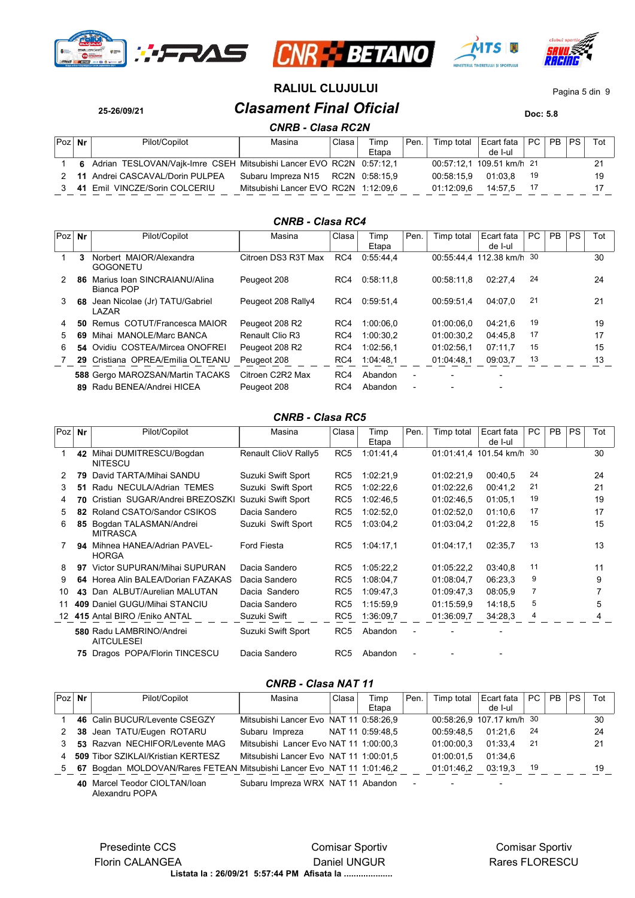# RALIUL CLUJULUI

25-26/09/21

## Clasament Final Oficial

Doc: 5.8

### CNRB - Clasa RC2N

| Poz | Nr | Pilot/Copilot | Masina | Clasa | Timp Etapa | Pen. | Timp total | Ecart fata de I-ul | PC | PB | PS | Tot |
|---|---|---|---|---|---|---|---|---|---|---|---|---|
| 1 | **6** | Adrian TESLOVAN/Vajk-Imre CSEH | Mitsubishi Lancer EVO | RC2N | 0:57:12,1 | | 00:57:12,1 | 109.51 km/h | 21 | | | 21 |
| 2 | **11** | Andrei CASCAVAL/Dorin PULPEA | Subaru Impreza N15 | RC2N | 0:58:15,9 | | 00:58:15,9 | 01:03,8 | 19 | | | 19 |
| 3 | **41** | Emil VINCZE/Sorin COLCERIU | Mitsubishi Lancer EVO | RC2N | 1:12:09,6 | | 01:12:09,6 | 14:57,5 | 17 | | | 17 |

### CNRB - Clasa RC4

| Poz | Nr | Pilot/Copilot | Masina | Clasa | Timp Etapa | Pen. | Timp total | Ecart fata de I-ul | PC | PB | PS | Tot |
|---|---|---|---|---|---|---|---|---|---|---|---|---|
| 1 | **3** | Norbert MAIOR/Alexandra GOGONETU | Citroen DS3 R3T Max | RC4 | 0:55:44,4 | | 00:55:44,4 | 112.38 km/h | 30 | | | 30 |
| 2 | **86** | Marius Ioan SINCRAIANU/Alina Bianca POP | Peugeot 208 | RC4 | 0:58:11,8 | | 00:58:11,8 | 02:27,4 | 24 | | | 24 |
| 3 | **68** | Jean Nicolae (Jr) TATU/Gabriel LAZAR | Peugeot 208 Rally4 | RC4 | 0:59:51,4 | | 00:59:51,4 | 04:07,0 | 21 | | | 21 |
| 4 | **50** | Remus COTUT/Francesca MAIOR | Peugeot 208 R2 | RC4 | 1:00:06,0 | | 01:00:06,0 | 04:21,6 | 19 | | | 19 |
| 5 | **69** | Mihai MANOLE/Marc BANCA | Renault Clio R3 | RC4 | 1:00:30,2 | | 01:00:30,2 | 04:45,8 | 17 | | | 17 |
| 6 | **54** | Ovidiu COSTEA/Mircea ONOFREI | Peugeot 208 R2 | RC4 | 1:02:56,1 | | 01:02:56,1 | 07:11,7 | 15 | | | 15 |
| 7 | **29** | Cristiana OPREA/Emilia OLTEANU | Peugeot 208 | RC4 | 1:04:48,1 | | 01:04:48,1 | 09:03,7 | 13 | | | 13 |
| | **588** | Gergo MAROZSAN/Martin TACAKS | Citroen C2R2 Max | RC4 | Abandon | - | - | - | | | | |
| | **89** | Radu BENEA/Andrei HICEA | Peugeot 208 | RC4 | Abandon | - | - | - | | | | |

### CNRB - Clasa RC5

| Poz | Nr | Pilot/Copilot | Masina | Clasa | Timp Etapa | Pen. | Timp total | Ecart fata de I-ul | PC | PB | PS | Tot |
|---|---|---|---|---|---|---|---|---|---|---|---|---|
| 1 | **42** | Mihai DUMITRESCU/Bogdan NITESCU | Renault ClioV Rally5 | RC5 | 1:01:41,4 | | 01:01:41,4 | 101.54 km/h | 30 | | | 30 |
| 2 | **79** | David TARTA/Mihai SANDU | Suzuki Swift Sport | RC5 | 1:02:21,9 | | 01:02:21,9 | 00:40,5 | 24 | | | 24 |
| 3 | **51** | Radu NECULA/Adrian TEMES | Suzuki Swift Sport | RC5 | 1:02:22,6 | | 01:02:22,6 | 00:41,2 | 21 | | | 21 |
| 4 | **70** | Cristian SUGAR/Andrei BREZOSZKI | Suzuki Swift Sport | RC5 | 1:02:46,5 | | 01:02:46,5 | 01:05,1 | 19 | | | 19 |
| 5 | **82** | Roland CSATO/Sandor CSIKOS | Dacia Sandero | RC5 | 1:02:52,0 | | 01:02:52,0 | 01:10,6 | 17 | | | 17 |
| 6 | **85** | Bogdan TALASMAN/Andrei MITRASCA | Suzuki Swift Sport | RC5 | 1:03:04,2 | | 01:03:04,2 | 01:22,8 | 15 | | | 15 |
| 7 | **94** | Mihnea HANEA/Adrian PAVEL-HORGA | Ford Fiesta | RC5 | 1:04:17,1 | | 01:04:17,1 | 02:35,7 | 13 | | | 13 |
| 8 | **97** | Victor SUPURAN/Mihai SUPURAN | Dacia Sandero | RC5 | 1:05:22,2 | | 01:05:22,2 | 03:40,8 | 11 | | | 11 |
| 9 | **64** | Horea Alin BALEA/Dorian FAZAKAS | Dacia Sandero | RC5 | 1:08:04,7 | | 01:08:04,7 | 06:23,3 | 9 | | | 9 |
| 10 | **43** | Dan ALBUT/Aurelian MALUTAN | Dacia Sandero | RC5 | 1:09:47,3 | | 01:09:47,3 | 08:05,9 | 7 | | | 7 |
| 11 | **409** | Daniel GUGU/Mihai STANCIU | Dacia Sandero | RC5 | 1:15:59,9 | | 01:15:59,9 | 14:18,5 | 5 | | | 5 |
| 12 | **415** | Antal BIRO /Eniko ANTAL | Suzuki Swift | RC5 | 1:36:09,7 | | 01:36:09,7 | 34:28,3 | 4 | | | 4 |
| | **580** | Radu LAMBRINO/Andrei AITCULESEI | Suzuki Swift Sport | RC5 | Abandon | - | - | - | | | | |
| | **75** | Dragos POPA/Florin TINCESCU | Dacia Sandero | RC5 | Abandon | - | - | - | | | | |

### CNRB - Clasa NAT 11

| Poz | Nr | Pilot/Copilot | Masina | Clasa | Timp Etapa | Pen. | Timp total | Ecart fata de I-ul | PC | PB | PS | Tot |
|---|---|---|---|---|---|---|---|---|---|---|---|---|
| 1 | **46** | Calin BUCUR/Levente CSEGZY | Mitsubishi Lancer Evo | NAT 11 | 0:58:26,9 | | 00:58:26,9 | 107.17 km/h | 30 | | | 30 |
| 2 | **38** | Jean TATU/Eugen ROTARU | Subaru Impreza | NAT 11 | 0:59:48,5 | | 00:59:48,5 | 01:21,6 | 24 | | | 24 |
| 3 | **53** | Razvan NECHIFOR/Levente MAG | Mitsubishi Lancer Evo | NAT 11 | 1:00:00,3 | | 01:00:00,3 | 01:33,4 | 21 | | | 21 |
| 4 | **509** | Tibor SZIKLAI/Kristian KERTESZ | Mitsubishi Lancer Evo | NAT 11 | 1:00:01,5 | | 01:00:01,5 | 01:34,6 | | | | |
| 5 | **67** | Bogdan MOLDOVAN/Rares FETEAN | Mitsubishi Lancer Evo | NAT 11 | 1:01:46,2 | | 01:01:46,2 | 03:19,3 | 19 | | | 19 |
| | **40** | Marcel Teodor CIOLTAN/Ioan Alexandru POPA | Subaru Impreza WRX | NAT 11 | Abandon | - | - | - | | | | |

Presedinte CCS
Florin CALANGEA

Comisar Sportiv
Daniel UNGUR

Comisar Sportiv
Rares FLORESCU

**Listata la : 26/09/21 5:57:44 PM Afisata la ....................**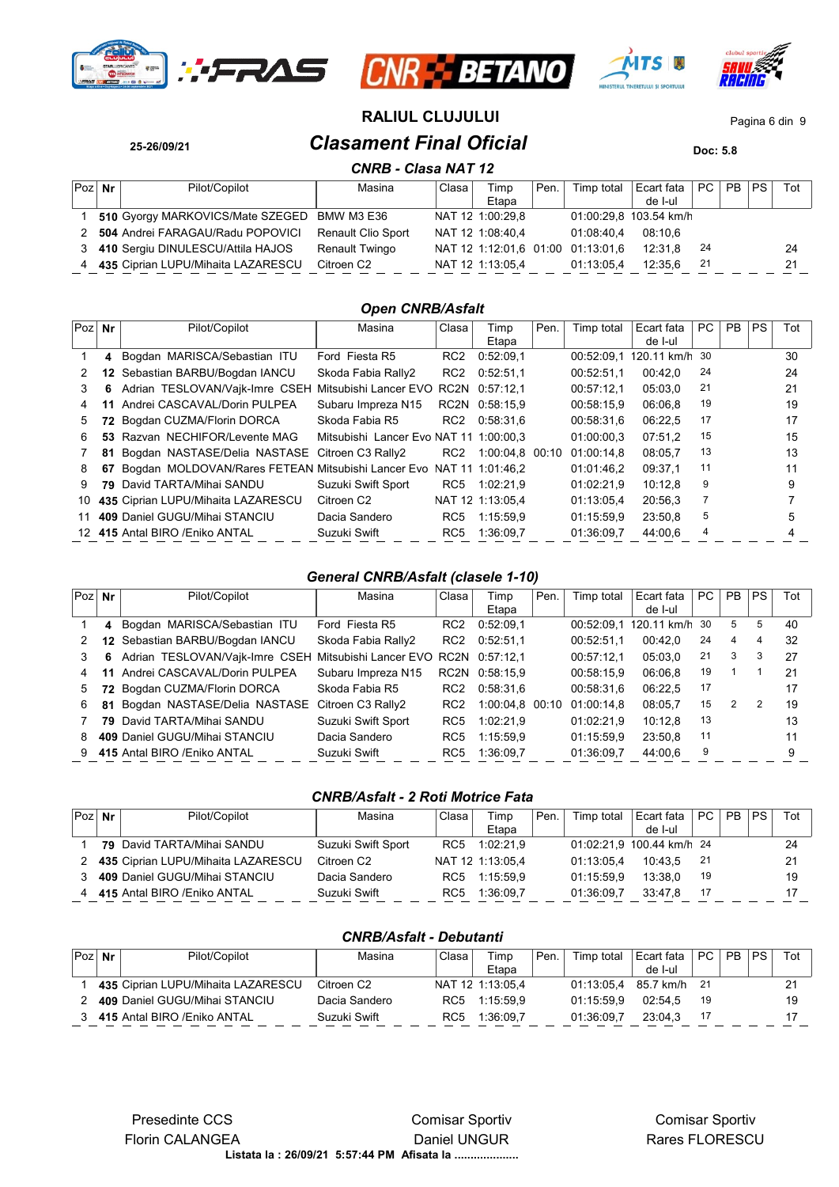# RALIUL CLUJULUI

25-26/09/21

## Clasament Final Oficial

Doc: 5.8

### CNRB - Clasa NAT 12

| Poz | Nr | Pilot/Copilot | Masina | Clasa | Timp Etapa | Pen. | Timp total | Ecart fata de l-ul | PC | PB | PS | Tot |
|---|---|---|---|---|---|---|---|---|---|---|---|---|
| 1 | 510 | Gyorgy MARKOVICS/Mate SZEGED | BMW M3 E36 | NAT 12 | 1:00:29,8 | | 01:00:29,8 | 103.54 km/h | | | | |
| 2 | 504 | Andrei FARAGAU/Radu POPOVICI | Renault Clio Sport | NAT 12 | 1:08:40,4 | | 01:08:40,4 | 08:10,6 | | | | |
| 3 | 410 | Sergiu DINULESCU/Attila HAJOS | Renault Twingo | NAT 12 | 1:12:01,6 | 01:00 | 01:13:01,6 | 12:31,8 | 24 | | | 24 |
| 4 | 435 | Ciprian LUPU/Mihaita LAZARESCU | Citroen C2 | NAT 12 | 1:13:05,4 | | 01:13:05,4 | 12:35,6 | 21 | | | 21 |

### Open CNRB/Asfalt

| Poz | Nr | Pilot/Copilot | Masina | Clasa | Timp Etapa | Pen. | Timp total | Ecart fata de l-ul | PC | PB | PS | Tot |
|---|---|---|---|---|---|---|---|---|---|---|---|---|
| 1 | 4 | Bogdan MARISCA/Sebastian ITU | Ford Fiesta R5 | RC2 | 0:52:09,1 | | 00:52:09,1 | 120.11 km/h | 30 | | | 30 |
| 2 | 12 | Sebastian BARBU/Bogdan IANCU | Skoda Fabia Rally2 | RC2 | 0:52:51,1 | | 00:52:51,1 | 00:42,0 | 24 | | | 24 |
| 3 | 6 | Adrian TESLOVAN/Vajk-Imre CSEH | Mitsubishi Lancer EVO | RC2N | 0:57:12,1 | | 00:57:12,1 | 05:03,0 | 21 | | | 21 |
| 4 | 11 | Andrei CASCAVAL/Dorin PULPEA | Subaru Impreza N15 | RC2N | 0:58:15,9 | | 00:58:15,9 | 06:06,8 | 19 | | | 19 |
| 5 | 72 | Bogdan CUZMA/Florin DORCA | Skoda Fabia R5 | RC2 | 0:58:31,6 | | 00:58:31,6 | 06:22,5 | 17 | | | 17 |
| 6 | 53 | Razvan NECHIFOR/Levente MAG | Mitsubishi Lancer Evo | NAT 11 | 1:00:00,3 | | 01:00:00,3 | 07:51,2 | 15 | | | 15 |
| 7 | 81 | Bogdan NASTASE/Delia NASTASE | Citroen C3 Rally2 | RC2 | 1:00:04,8 | 00:10 | 01:00:14,8 | 08:05,7 | 13 | | | 13 |
| 8 | 67 | Bogdan MOLDOVAN/Rares FETEAN | Mitsubishi Lancer Evo | NAT 11 | 1:01:46,2 | | 01:01:46,2 | 09:37,1 | 11 | | | 11 |
| 9 | 79 | David TARTA/Mihai SANDU | Suzuki Swift Sport | RC5 | 1:02:21,9 | | 01:02:21,9 | 10:12,8 | 9 | | | 9 |
| 10 | 435 | Ciprian LUPU/Mihaita LAZARESCU | Citroen C2 | NAT 12 | 1:13:05,4 | | 01:13:05,4 | 20:56,3 | 7 | | | 7 |
| 11 | 409 | Daniel GUGU/Mihai STANCIU | Dacia Sandero | RC5 | 1:15:59,9 | | 01:15:59,9 | 23:50,8 | 5 | | | 5 |
| 12 | 415 | Antal BIRO /Eniko ANTAL | Suzuki Swift | RC5 | 1:36:09,7 | | 01:36:09,7 | 44:00,6 | 4 | | | 4 |

### General CNRB/Asfalt (clasele 1-10)

| Poz | Nr | Pilot/Copilot | Masina | Clasa | Timp Etapa | Pen. | Timp total | Ecart fata de l-ul | PC | PB | PS | Tot |
|---|---|---|---|---|---|---|---|---|---|---|---|---|
| 1 | 4 | Bogdan MARISCA/Sebastian ITU | Ford Fiesta R5 | RC2 | 0:52:09,1 | | 00:52:09,1 | 120.11 km/h | 30 | 5 | 5 | 40 |
| 2 | 12 | Sebastian BARBU/Bogdan IANCU | Skoda Fabia Rally2 | RC2 | 0:52:51,1 | | 00:52:51,1 | 00:42,0 | 24 | 4 | 4 | 32 |
| 3 | 6 | Adrian TESLOVAN/Vajk-Imre CSEH | Mitsubishi Lancer EVO | RC2N | 0:57:12,1 | | 00:57:12,1 | 05:03,0 | 21 | 3 | 3 | 27 |
| 4 | 11 | Andrei CASCAVAL/Dorin PULPEA | Subaru Impreza N15 | RC2N | 0:58:15,9 | | 00:58:15,9 | 06:06,8 | 19 | 1 | 1 | 21 |
| 5 | 72 | Bogdan CUZMA/Florin DORCA | Skoda Fabia R5 | RC2 | 0:58:31,6 | | 00:58:31,6 | 06:22,5 | 17 | | | 17 |
| 6 | 81 | Bogdan NASTASE/Delia NASTASE | Citroen C3 Rally2 | RC2 | 1:00:04,8 | 00:10 | 01:00:14,8 | 08:05,7 | 15 | 2 | 2 | 19 |
| 7 | 79 | David TARTA/Mihai SANDU | Suzuki Swift Sport | RC5 | 1:02:21,9 | | 01:02:21,9 | 10:12,8 | 13 | | | 13 |
| 8 | 409 | Daniel GUGU/Mihai STANCIU | Dacia Sandero | RC5 | 1:15:59,9 | | 01:15:59,9 | 23:50,8 | 11 | | | 11 |
| 9 | 415 | Antal BIRO /Eniko ANTAL | Suzuki Swift | RC5 | 1:36:09,7 | | 01:36:09,7 | 44:00,6 | 9 | | | 9 |

### CNRB/Asfalt - 2 Roti Motrice Fata

| Poz | Nr | Pilot/Copilot | Masina | Clasa | Timp Etapa | Pen. | Timp total | Ecart fata de l-ul | PC | PB | PS | Tot |
|---|---|---|---|---|---|---|---|---|---|---|---|---|
| 1 | 79 | David TARTA/Mihai SANDU | Suzuki Swift Sport | RC5 | 1:02:21,9 | | 01:02:21,9 | 100.44 km/h | 24 | | | 24 |
| 2 | 435 | Ciprian LUPU/Mihaita LAZARESCU | Citroen C2 | NAT 12 | 1:13:05,4 | | 01:13:05,4 | 10:43,5 | 21 | | | 21 |
| 3 | 409 | Daniel GUGU/Mihai STANCIU | Dacia Sandero | RC5 | 1:15:59,9 | | 01:15:59,9 | 13:38,0 | 19 | | | 19 |
| 4 | 415 | Antal BIRO /Eniko ANTAL | Suzuki Swift | RC5 | 1:36:09,7 | | 01:36:09,7 | 33:47,8 | 17 | | | 17 |

### CNRB/Asfalt - Debutanti

| Poz | Nr | Pilot/Copilot | Masina | Clasa | Timp Etapa | Pen. | Timp total | Ecart fata de l-ul | PC | PB | PS | Tot |
|---|---|---|---|---|---|---|---|---|---|---|---|---|
| 1 | 435 | Ciprian LUPU/Mihaita LAZARESCU | Citroen C2 | NAT 12 | 1:13:05,4 | | 01:13:05,4 | 85.7 km/h | 21 | | | 21 |
| 2 | 409 | Daniel GUGU/Mihai STANCIU | Dacia Sandero | RC5 | 1:15:59,9 | | 01:15:59,9 | 02:54,5 | 19 | | | 19 |
| 3 | 415 | Antal BIRO /Eniko ANTAL | Suzuki Swift | RC5 | 1:36:09,7 | | 01:36:09,7 | 23:04,3 | 17 | | | 17 |

Presedinte CCS
Florin CALANGEA

Comisar Sportiv
Daniel UNGUR

Comisar Sportiv
Rares FLORESCU

**Listata la : 26/09/21 5:57:44 PM Afisata la ....................**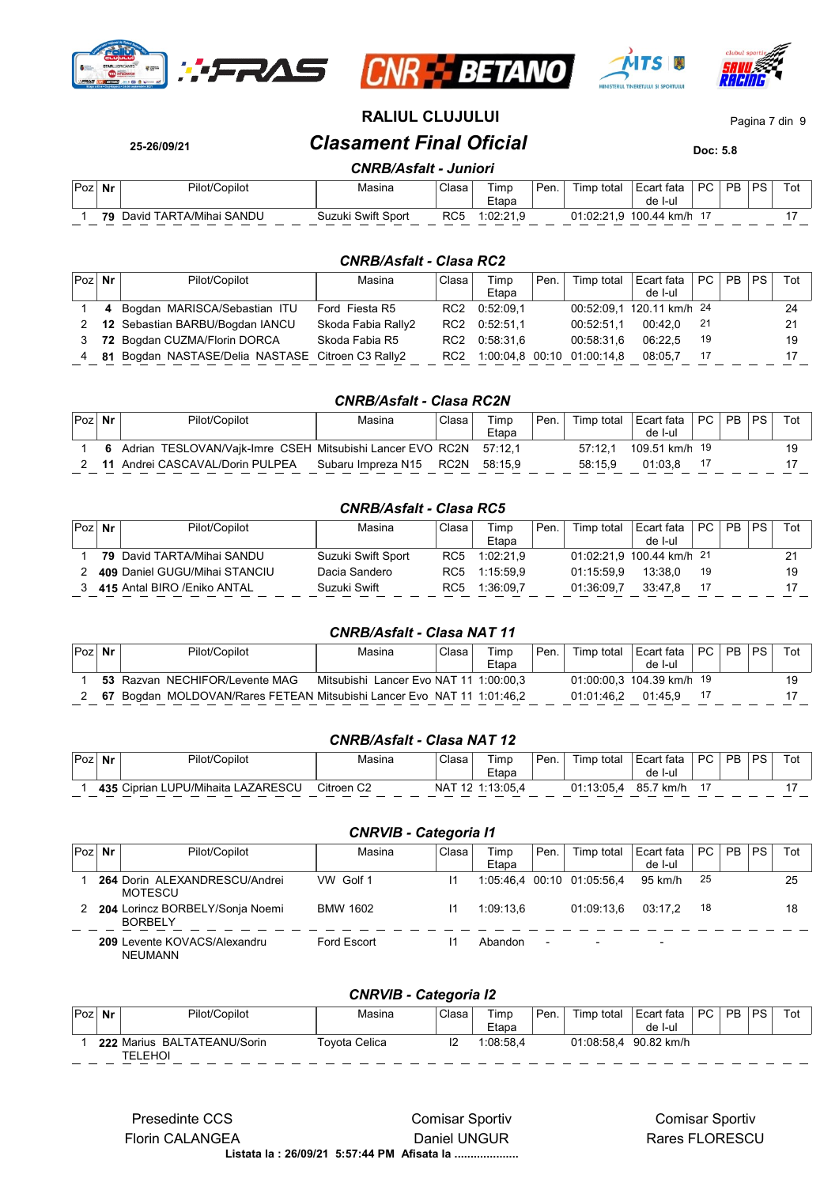# RALIUL CLUJULUI

25-26/09/21

## *Clasament Final Oficial*

**Doc: 5.8**

### *CNRB/Asfalt - Juniori*

| Poz | Nr | Pilot/Copilot | Masina | Clasa | Timp Etapa | Pen. | Timp total | Ecart fata de l-ul | PC | PB | PS | Tot |
|---|---|---|---|---|---|---|---|---|---|---|---|---|
| 1 | **79** | David TARTA/Mihai SANDU | Suzuki Swift Sport | RC5 | 1:02:21,9 | | 01:02:21,9 | 100.44 km/h | 17 | | | 17 |

### *CNRB/Asfalt - Clasa RC2*

| Poz | Nr | Pilot/Copilot | Masina | Clasa | Timp Etapa | Pen. | Timp total | Ecart fata de l-ul | PC | PB | PS | Tot |
|---|---|---|---|---|---|---|---|---|---|---|---|---|
| 1 | **4** | Bogdan MARISCA/Sebastian ITU | Ford Fiesta R5 | RC2 | 0:52:09,1 | | 00:52:09,1 | 120.11 km/h | 24 | | | 24 |
| 2 | **12** | Sebastian BARBU/Bogdan IANCU | Skoda Fabia Rally2 | RC2 | 0:52:51,1 | | 00:52:51,1 | 00:42,0 | 21 | | | 21 |
| 3 | **72** | Bogdan CUZMA/Florin DORCA | Skoda Fabia R5 | RC2 | 0:58:31,6 | | 00:58:31,6 | 06:22,5 | 19 | | | 19 |
| 4 | **81** | Bogdan NASTASE/Delia NASTASE | Citroen C3 Rally2 | RC2 | 1:00:04,8 | 00:10 | 01:00:14,8 | 08:05,7 | 17 | | | 17 |

### *CNRB/Asfalt - Clasa RC2N*

| Poz | Nr | Pilot/Copilot | Masina | Clasa | Timp Etapa | Pen. | Timp total | Ecart fata de l-ul | PC | PB | PS | Tot |
|---|---|---|---|---|---|---|---|---|---|---|---|---|
| 1 | **6** | Adrian TESLOVAN/Vajk-Imre CSEH | Mitsubishi Lancer EVO | RC2N | 57:12,1 | | 57:12,1 | 109.51 km/h | 19 | | | 19 |
| 2 | **11** | Andrei CASCAVAL/Dorin PULPEA | Subaru Impreza N15 | RC2N | 58:15,9 | | 58:15,9 | 01:03,8 | 17 | | | 17 |

### *CNRB/Asfalt - Clasa RC5*

| Poz | Nr | Pilot/Copilot | Masina | Clasa | Timp Etapa | Pen. | Timp total | Ecart fata de l-ul | PC | PB | PS | Tot |
|---|---|---|---|---|---|---|---|---|---|---|---|---|
| 1 | **79** | David TARTA/Mihai SANDU | Suzuki Swift Sport | RC5 | 1:02:21,9 | | 01:02:21,9 | 100.44 km/h | 21 | | | 21 |
| 2 | **409** | Daniel GUGU/Mihai STANCIU | Dacia Sandero | RC5 | 1:15:59,9 | | 01:15:59,9 | 13:38,0 | 19 | | | 19 |
| 3 | **415** | Antal BIRO /Eniko ANTAL | Suzuki Swift | RC5 | 1:36:09,7 | | 01:36:09,7 | 33:47,8 | 17 | | | 17 |

### *CNRB/Asfalt - Clasa NAT 11*

| Poz | Nr | Pilot/Copilot | Masina | Clasa | Timp Etapa | Pen. | Timp total | Ecart fata de l-ul | PC | PB | PS | Tot |
|---|---|---|---|---|---|---|---|---|---|---|---|---|
| 1 | **53** | Razvan NECHIFOR/Levente MAG | Mitsubishi Lancer Evo | NAT 11 | 1:00:00,3 | | 01:00:00,3 | 104.39 km/h | 19 | | | 19 |
| 2 | **67** | Bogdan MOLDOVAN/Rares FETEAN | Mitsubishi Lancer Evo | NAT 11 | 1:01:46,2 | | 01:01:46,2 | 01:45,9 | 17 | | | 17 |

### *CNRB/Asfalt - Clasa NAT 12*

| Poz | Nr | Pilot/Copilot | Masina | Clasa | Timp Etapa | Pen. | Timp total | Ecart fata de l-ul | PC | PB | PS | Tot |
|---|---|---|---|---|---|---|---|---|---|---|---|---|
| 1 | **435** | Ciprian LUPU/Mihaita LAZARESCU | Citroen C2 | NAT 12 | 1:13:05,4 | | 01:13:05,4 | 85.7 km/h | 17 | | | 17 |

### *CNRVIB - Categoria I1*

| Poz | Nr | Pilot/Copilot | Masina | Clasa | Timp Etapa | Pen. | Timp total | Ecart fata de l-ul | PC | PB | PS | Tot |
|---|---|---|---|---|---|---|---|---|---|---|---|---|
| 1 | **264** | Dorin ALEXANDRESCU/Andrei MOTESCU | VW Golf 1 | I1 | 1:05:46,4 | 00:10 | 01:05:56,4 | 95 km/h | 25 | | | 25 |
| 2 | **204** | Lorincz BORBELY/Sonja Noemi BORBELY | BMW 1602 | I1 | 1:09:13,6 | | 01:09:13,6 | 03:17,2 | 18 | | | 18 |
| | **209** | Levente KOVACS/Alexandru NEUMANN | Ford Escort | I1 | Abandon | - | - | - | | | | |

### *CNRVIB - Categoria I2*

| Poz | Nr | Pilot/Copilot | Masina | Clasa | Timp Etapa | Pen. | Timp total | Ecart fata de l-ul | PC | PB | PS | Tot |
|---|---|---|---|---|---|---|---|---|---|---|---|---|
| 1 | **222** | Marius BALTATEANU/Sorin TELEHOI | Toyota Celica | I2 | 1:08:58,4 | | 01:08:58,4 | 90.82 km/h | | | | |

Presedinte CCS
Florin CALANGEA

Comisar Sportiv
Daniel UNGUR

Comisar Sportiv
Rares FLORESCU

**Listata la : 26/09/21 5:57:44 PM Afisata la ....................**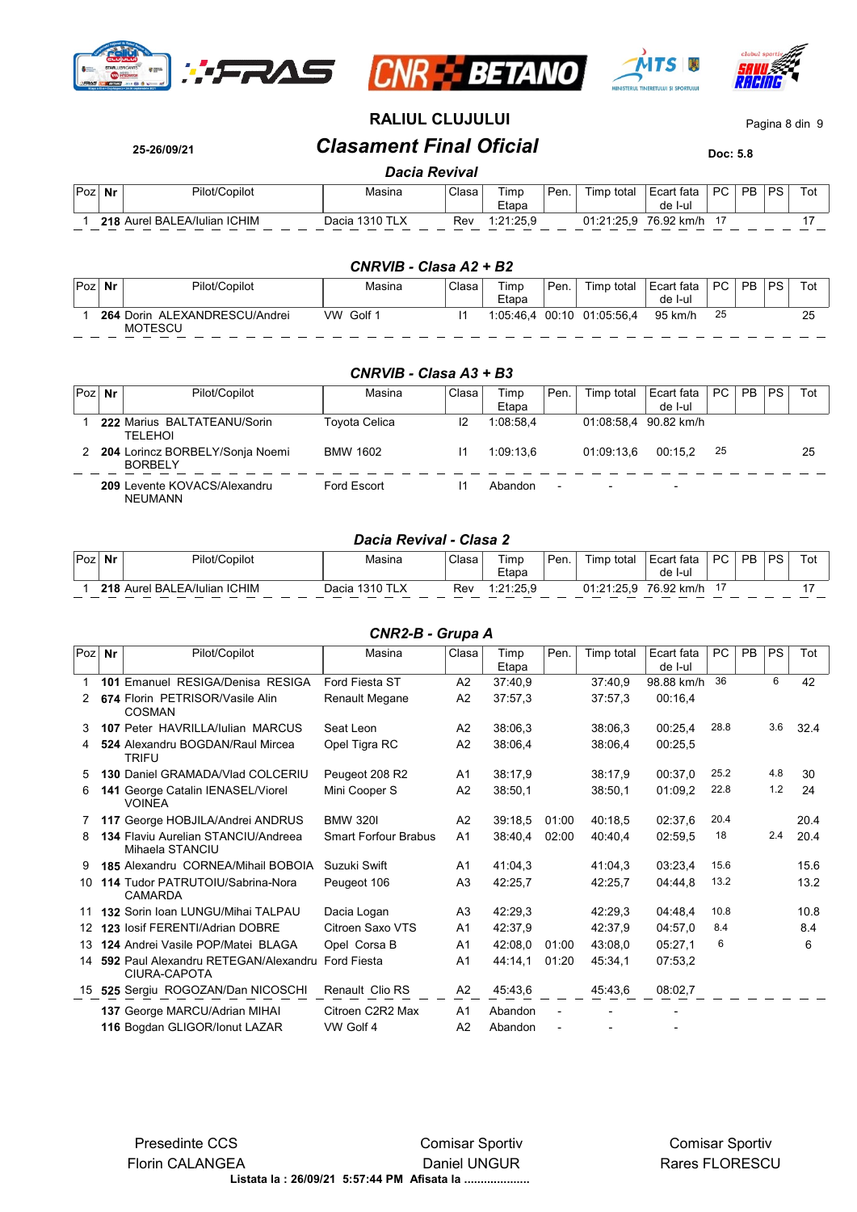# RALIUL CLUJULUI

25-26/09/21

## *Clasament Final Oficial*

**Doc: 5.8**

### *Dacia Revival*

| Poz | Nr | Pilot/Copilot | Masina | Clasa | Timp Etapa | Pen. | Timp total | Ecart fata de I-ul | PC | PB | PS | Tot |
|---|---|---|---|---|---|---|---|---|---|---|---|---|
| 1 | **218** | Aurel BALEA/Iulian ICHIM | Dacia 1310 TLX | Rev | 1:21:25,9 | | 01:21:25,9 | 76.92 km/h | 17 | | | 17 |

### *CNRVIB - Clasa A2 + B2*

| Poz | Nr | Pilot/Copilot | Masina | Clasa | Timp Etapa | Pen. | Timp total | Ecart fata de I-ul | PC | PB | PS | Tot |
|---|---|---|---|---|---|---|---|---|---|---|---|---|
| 1 | **264** | Dorin ALEXANDRESCU/Andrei MOTESCU | VW Golf 1 | I1 | 1:05:46,4 | 00:10 | 01:05:56,4 | 95 km/h | 25 | | | 25 |

### *CNRVIB - Clasa A3 + B3*

| Poz | Nr | Pilot/Copilot | Masina | Clasa | Timp Etapa | Pen. | Timp total | Ecart fata de I-ul | PC | PB | PS | Tot |
|---|---|---|---|---|---|---|---|---|---|---|---|---|
| 1 | **222** | Marius BALTATEANU/Sorin TELEHOI | Toyota Celica | I2 | 1:08:58,4 | | 01:08:58,4 | 90.82 km/h | | | | |
| 2 | **204** | Lorincz BORBELY/Sonja Noemi BORBELY | BMW 1602 | I1 | 1:09:13,6 | | 01:09:13,6 | 00:15,2 | 25 | | | 25 |
| | **209** | Levente KOVACS/Alexandru NEUMANN | Ford Escort | I1 | Abandon | - | - | - | | | | |

### *Dacia Revival - Clasa 2*

| Poz | Nr | Pilot/Copilot | Masina | Clasa | Timp Etapa | Pen. | Timp total | Ecart fata de I-ul | PC | PB | PS | Tot |
|---|---|---|---|---|---|---|---|---|---|---|---|---|
| 1 | **218** | Aurel BALEA/Iulian ICHIM | Dacia 1310 TLX | Rev | 1:21:25,9 | | 01:21:25,9 | 76.92 km/h | 17 | | | 17 |

### *CNR2-B - Grupa A*

| Poz | Nr | Pilot/Copilot | Masina | Clasa | Timp Etapa | Pen. | Timp total | Ecart fata de I-ul | PC | PB | PS | Tot |
|---|---|---|---|---|---|---|---|---|---|---|---|---|
| 1 | **101** | Emanuel RESIGA/Denisa RESIGA | Ford Fiesta ST | A2 | 37:40,9 | | 37:40,9 | 98.88 km/h | 36 | | 6 | 42 |
| 2 | **674** | Florin PETRISOR/Vasile Alin COSMAN | Renault Megane | A2 | 37:57,3 | | 37:57,3 | 00:16,4 | | | | |
| 3 | **107** | Peter HAVRILLA/Iulian MARCUS | Seat Leon | A2 | 38:06,3 | | 38:06,3 | 00:25,4 | 28.8 | | 3.6 | 32.4 |
| 4 | **524** | Alexandru BOGDAN/Raul Mircea TRIFU | Opel Tigra RC | A2 | 38:06,4 | | 38:06,4 | 00:25,5 | | | | |
| 5 | **130** | Daniel GRAMADA/Vlad COLCERIU | Peugeot 208 R2 | A1 | 38:17,9 | | 38:17,9 | 00:37,0 | 25.2 | | 4.8 | 30 |
| 6 | **141** | George Catalin IENASEL/Viorel VOINEA | Mini Cooper S | A2 | 38:50,1 | | 38:50,1 | 01:09,2 | 22.8 | | 1.2 | 24 |
| 7 | **117** | George HOBJILA/Andrei ANDRUS | BMW 320I | A2 | 39:18,5 | 01:00 | 40:18,5 | 02:37,6 | 20.4 | | | 20.4 |
| 8 | **134** | Flaviu Aurelian STANCIU/Andreea Mihaela STANCIU | Smart Forfour Brabus | A1 | 38:40,4 | 02:00 | 40:40,4 | 02:59,5 | 18 | | 2.4 | 20.4 |
| 9 | **185** | Alexandru CORNEA/Mihail BOBOIA | Suzuki Swift | A1 | 41:04,3 | | 41:04,3 | 03:23,4 | 15.6 | | | 15.6 |
| 10 | **114** | Tudor PATRUTOIU/Sabrina-Nora CAMARDA | Peugeot 106 | A3 | 42:25,7 | | 42:25,7 | 04:44,8 | 13.2 | | | 13.2 |
| 11 | **132** | Sorin Ioan LUNGU/Mihai TALPAU | Dacia Logan | A3 | 42:29,3 | | 42:29,3 | 04:48,4 | 10.8 | | | 10.8 |
| 12 | **123** | Iosif FERENTI/Adrian DOBRE | Citroen Saxo VTS | A1 | 42:37,9 | | 42:37,9 | 04:57,0 | 8.4 | | | 8.4 |
| 13 | **124** | Andrei Vasile POP/Matei BLAGA | Opel Corsa B | A1 | 42:08,0 | 01:00 | 43:08,0 | 05:27,1 | 6 | | | 6 |
| 14 | **592** | Paul Alexandru RETEGAN/Alexandru CIURA-CAPOTA | Ford Fiesta | A1 | 44:14,1 | 01:20 | 45:34,1 | 07:53,2 | | | | |
| 15 | **525** | Sergiu ROGOZAN/Dan NICOSCHI | Renault Clio RS | A2 | 45:43,6 | | 45:43,6 | 08:02,7 | | | | |
| | **137** | George MARCU/Adrian MIHAI | Citroen C2R2 Max | A1 | Abandon | - | - | - | | | | |
| | **116** | Bogdan GLIGOR/Ionut LAZAR | VW Golf 4 | A2 | Abandon | - | - | - | | | | |

Presedinte CCS
Florin CALANGEA

Comisar Sportiv
Daniel UNGUR

Comisar Sportiv
Rares FLORESCU

**Listata la : 26/09/21 5:57:44 PM Afisata la ....................**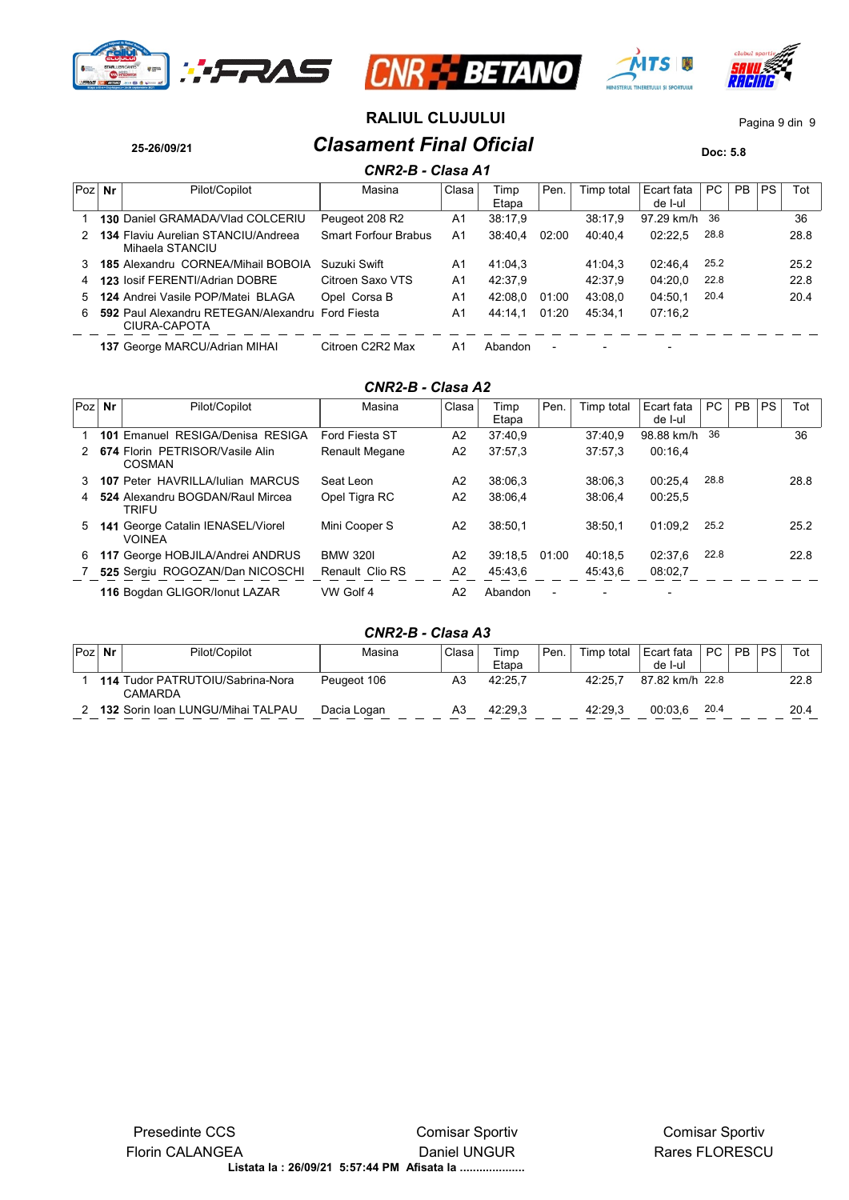# RALIUL CLUJULUI

25-26/09/21

## Clasament Final Oficial

Doc: 5.8

### CNR2-B - Clasa A1

| Poz | Nr | Pilot/Copilot | Masina | Clasa | Timp Etapa | Pen. | Timp total | Ecart fata de l-ul | PC | PB | PS | Tot |
|---|---|---|---|---|---|---|---|---|---|---|---|---|
| 1 | **130** | Daniel GRAMADA/Vlad COLCERIU | Peugeot 208 R2 | A1 | 38:17,9 | | 38:17,9 | 97.29 km/h | 36 | | | 36 |
| 2 | **134** | Flaviu Aurelian STANCIU/Andreea Mihaela STANCIU | Smart Forfour Brabus | A1 | 38:40,4 | 02:00 | 40:40,4 | 02:22,5 | 28.8 | | | 28.8 |
| 3 | **185** | Alexandru CORNEA/Mihail BOBOIA | Suzuki Swift | A1 | 41:04,3 | | 41:04,3 | 02:46,4 | 25.2 | | | 25.2 |
| 4 | **123** | Iosif FERENTI/Adrian DOBRE | Citroen Saxo VTS | A1 | 42:37,9 | | 42:37,9 | 04:20,0 | 22.8 | | | 22.8 |
| 5 | **124** | Andrei Vasile POP/Matei BLAGA | Opel Corsa B | A1 | 42:08,0 | 01:00 | 43:08,0 | 04:50,1 | 20.4 | | | 20.4 |
| 6 | **592** | Paul Alexandru RETEGAN/Alexandru CIURA-CAPOTA | Ford Fiesta | A1 | 44:14,1 | 01:20 | 45:34,1 | 07:16,2 | | | | |
| | **137** | George MARCU/Adrian MIHAI | Citroen C2R2 Max | A1 | Abandon | - | - | - | | | | |

### CNR2-B - Clasa A2

| Poz | Nr | Pilot/Copilot | Masina | Clasa | Timp Etapa | Pen. | Timp total | Ecart fata de l-ul | PC | PB | PS | Tot |
|---|---|---|---|---|---|---|---|---|---|---|---|---|
| 1 | **101** | Emanuel RESIGA/Denisa RESIGA | Ford Fiesta ST | A2 | 37:40,9 | | 37:40,9 | 98.88 km/h | 36 | | | 36 |
| 2 | **674** | Florin PETRISOR/Vasile Alin COSMAN | Renault Megane | A2 | 37:57,3 | | 37:57,3 | 00:16,4 | | | | |
| 3 | **107** | Peter HAVRILLA/Iulian MARCUS | Seat Leon | A2 | 38:06,3 | | 38:06,3 | 00:25,4 | 28.8 | | | 28.8 |
| 4 | **524** | Alexandru BOGDAN/Raul Mircea TRIFU | Opel Tigra RC | A2 | 38:06,4 | | 38:06,4 | 00:25,5 | | | | |
| 5 | **141** | George Catalin IENASEL/Viorel VOINEA | Mini Cooper S | A2 | 38:50,1 | | 38:50,1 | 01:09,2 | 25.2 | | | 25.2 |
| 6 | **117** | George HOBJILA/Andrei ANDRUS | BMW 320I | A2 | 39:18,5 | 01:00 | 40:18,5 | 02:37,6 | 22.8 | | | 22.8 |
| 7 | **525** | Sergiu ROGOZAN/Dan NICOSCHI | Renault Clio RS | A2 | 45:43,6 | | 45:43,6 | 08:02,7 | | | | |
| | **116** | Bogdan GLIGOR/Ionut LAZAR | VW Golf 4 | A2 | Abandon | - | - | - | | | | |

### CNR2-B - Clasa A3

| Poz | Nr | Pilot/Copilot | Masina | Clasa | Timp Etapa | Pen. | Timp total | Ecart fata de l-ul | PC | PB | PS | Tot |
|---|---|---|---|---|---|---|---|---|---|---|---|---|
| 1 | **114** | Tudor PATRUTOIU/Sabrina-Nora CAMARDA | Peugeot 106 | A3 | 42:25,7 | | 42:25,7 | 87.82 km/h | 22.8 | | | 22.8 |
| 2 | **132** | Sorin Ioan LUNGU/Mihai TALPAU | Dacia Logan | A3 | 42:29,3 | | 42:29,3 | 00:03,6 | 20.4 | | | 20.4 |

Presedinte CCS
Florin CALANGEA

Comisar Sportiv
Daniel UNGUR

Comisar Sportiv
Rares FLORESCU

**Listata la : 26/09/21 5:57:44 PM Afisata la ....................**